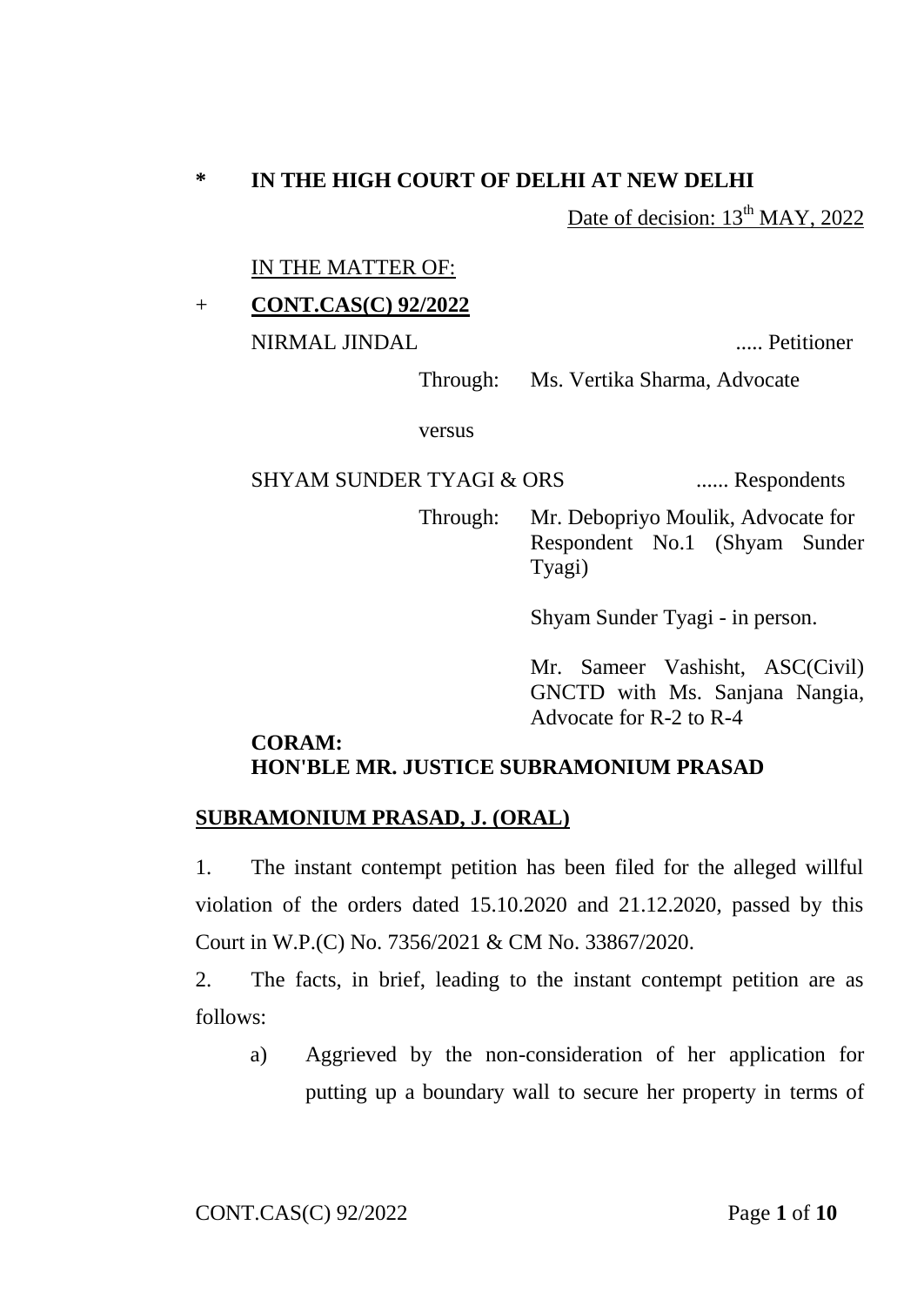\* **IN THE HIGH COURT OF DELHI AT NEW DELHI**

Date of decision: 13th MAY, 2022

IN THE MATTER OF:

\+ **CONT.CAS(C) 92/2022**

NIRMAL JINDAL ..... Petitioner

Through: Ms. Vertika Sharma, Advocate

versus

SHYAM SUNDER TYAGI & ORS ...... Respondents

Through: Mr. Debopriyo Moulik, Advocate for Respondent No.1 (Shyam Sunder Tyagi)

Shyam Sunder Tyagi - in person.

Mr. Sameer Vashisht, ASC(Civil) GNCTD with Ms. Sanjana Nangia, Advocate for R-2 to R-4

**CORAM:**
**HON'BLE MR. JUSTICE SUBRAMONIUM PRASAD**

**SUBRAMONIUM PRASAD, J. (ORAL)**

1. The instant contempt petition has been filed for the alleged willful violation of the orders dated 15.10.2020 and 21.12.2020, passed by this Court in W.P.(C) No. 7356/2021 & CM No. 33867/2020.

2. The facts, in brief, leading to the instant contempt petition are as follows:

a) Aggrieved by the non-consideration of her application for putting up a boundary wall to secure her property in terms of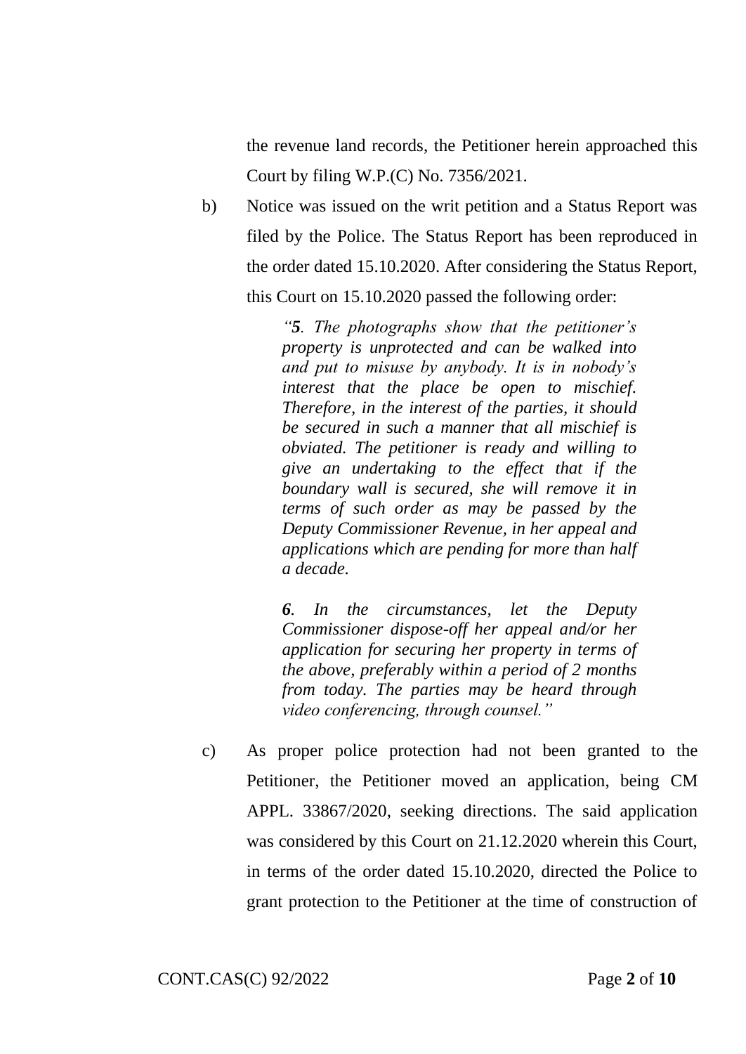the revenue land records, the Petitioner herein approached this Court by filing W.P.(C) No. 7356/2021.

b) Notice was issued on the writ petition and a Status Report was filed by the Police. The Status Report has been reproduced in the order dated 15.10.2020. After considering the Status Report, this Court on 15.10.2020 passed the following order:

> *"**5**. The photographs show that the petitioner's property is unprotected and can be walked into and put to misuse by anybody. It is in nobody's interest that the place be open to mischief. Therefore, in the interest of the parties, it should be secured in such a manner that all mischief is obviated. The petitioner is ready and willing to give an undertaking to the effect that if the boundary wall is secured, she will remove it in terms of such order as may be passed by the Deputy Commissioner Revenue, in her appeal and applications which are pending for more than half a decade.*
>
> ***6**. In the circumstances, let the Deputy Commissioner dispose-off her appeal and/or her application for securing her property in terms of the above, preferably within a period of 2 months from today. The parties may be heard through video conferencing, through counsel."*

c) As proper police protection had not been granted to the Petitioner, the Petitioner moved an application, being CM APPL. 33867/2020, seeking directions. The said application was considered by this Court on 21.12.2020 wherein this Court, in terms of the order dated 15.10.2020, directed the Police to grant protection to the Petitioner at the time of construction of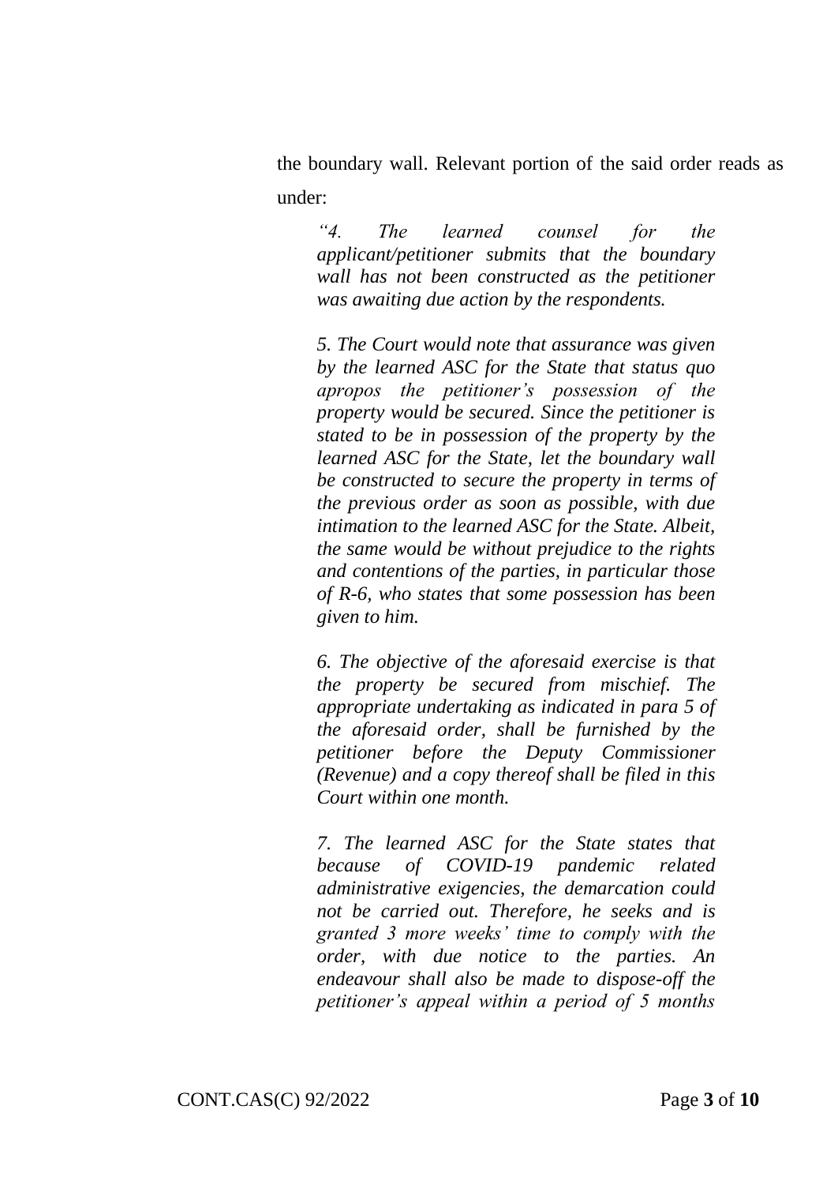the boundary wall. Relevant portion of the said order reads as under:

> *"4. The learned counsel for the applicant/petitioner submits that the boundary wall has not been constructed as the petitioner was awaiting due action by the respondents.*
>
> *5. The Court would note that assurance was given by the learned ASC for the State that status quo apropos the petitioner's possession of the property would be secured. Since the petitioner is stated to be in possession of the property by the learned ASC for the State, let the boundary wall be constructed to secure the property in terms of the previous order as soon as possible, with due intimation to the learned ASC for the State. Albeit, the same would be without prejudice to the rights and contentions of the parties, in particular those of R-6, who states that some possession has been given to him.*
>
> *6. The objective of the aforesaid exercise is that the property be secured from mischief. The appropriate undertaking as indicated in para 5 of the aforesaid order, shall be furnished by the petitioner before the Deputy Commissioner (Revenue) and a copy thereof shall be filed in this Court within one month.*
>
> *7. The learned ASC for the State states that because of COVID-19 pandemic related administrative exigencies, the demarcation could not be carried out. Therefore, he seeks and is granted 3 more weeks' time to comply with the order, with due notice to the parties. An endeavour shall also be made to dispose-off the petitioner's appeal within a period of 5 months*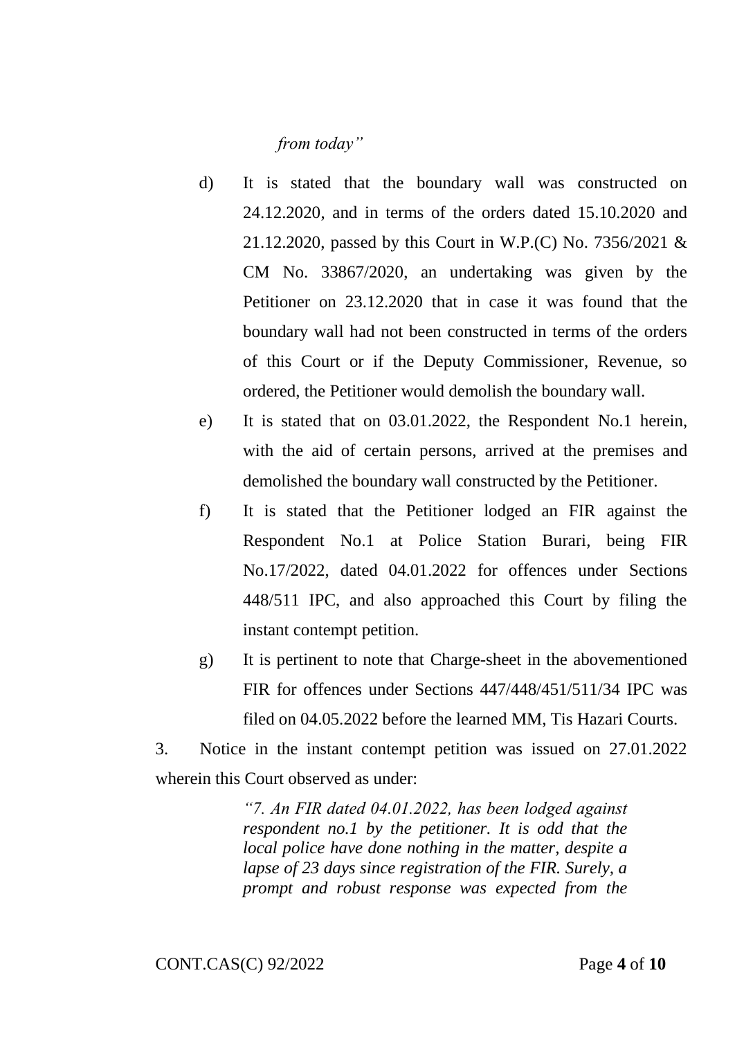*from today"*

d) It is stated that the boundary wall was constructed on 24.12.2020, and in terms of the orders dated 15.10.2020 and 21.12.2020, passed by this Court in W.P.(C) No. 7356/2021 & CM No. 33867/2020, an undertaking was given by the Petitioner on 23.12.2020 that in case it was found that the boundary wall had not been constructed in terms of the orders of this Court or if the Deputy Commissioner, Revenue, so ordered, the Petitioner would demolish the boundary wall.

e) It is stated that on 03.01.2022, the Respondent No.1 herein, with the aid of certain persons, arrived at the premises and demolished the boundary wall constructed by the Petitioner.

f) It is stated that the Petitioner lodged an FIR against the Respondent No.1 at Police Station Burari, being FIR No.17/2022, dated 04.01.2022 for offences under Sections 448/511 IPC, and also approached this Court by filing the instant contempt petition.

g) It is pertinent to note that Charge-sheet in the abovementioned FIR for offences under Sections 447/448/451/511/34 IPC was filed on 04.05.2022 before the learned MM, Tis Hazari Courts.

3. Notice in the instant contempt petition was issued on 27.01.2022 wherein this Court observed as under:

> *"7. An FIR dated 04.01.2022, has been lodged against respondent no.1 by the petitioner. It is odd that the local police have done nothing in the matter, despite a lapse of 23 days since registration of the FIR. Surely, a prompt and robust response was expected from the*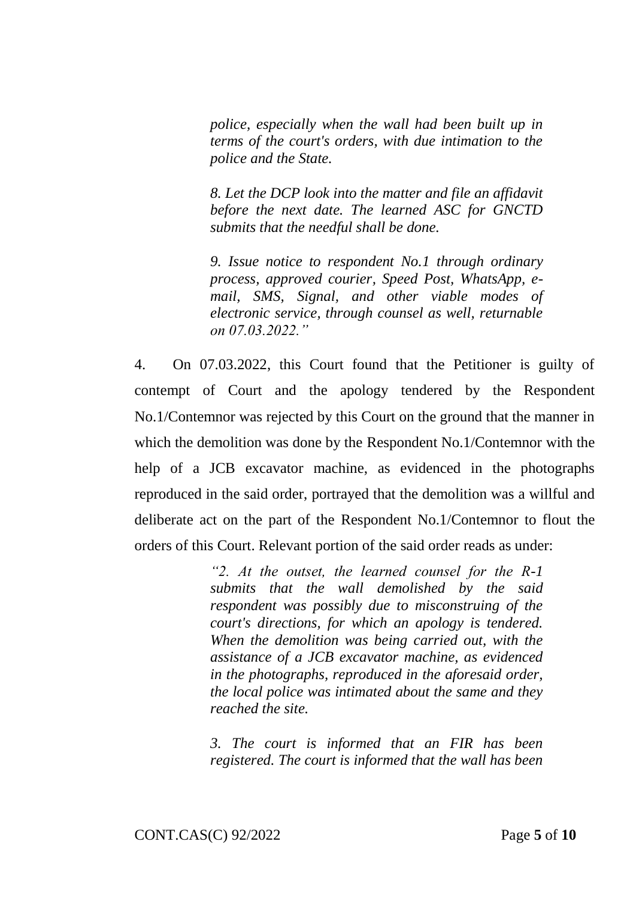> *police, especially when the wall had been built up in terms of the court's orders, with due intimation to the police and the State.*
>
> *8. Let the DCP look into the matter and file an affidavit before the next date. The learned ASC for GNCTD submits that the needful shall be done.*
>
> *9. Issue notice to respondent No.1 through ordinary process, approved courier, Speed Post, WhatsApp, e-mail, SMS, Signal, and other viable modes of electronic service, through counsel as well, returnable on 07.03.2022."*

4. On 07.03.2022, this Court found that the Petitioner is guilty of contempt of Court and the apology tendered by the Respondent No.1/Contemnor was rejected by this Court on the ground that the manner in which the demolition was done by the Respondent No.1/Contemnor with the help of a JCB excavator machine, as evidenced in the photographs reproduced in the said order, portrayed that the demolition was a willful and deliberate act on the part of the Respondent No.1/Contemnor to flout the orders of this Court. Relevant portion of the said order reads as under:

> *"2. At the outset, the learned counsel for the R-1 submits that the wall demolished by the said respondent was possibly due to misconstruing of the court's directions, for which an apology is tendered. When the demolition was being carried out, with the assistance of a JCB excavator machine, as evidenced in the photographs, reproduced in the aforesaid order, the local police was intimated about the same and they reached the site.*
>
> *3. The court is informed that an FIR has been registered. The court is informed that the wall has been*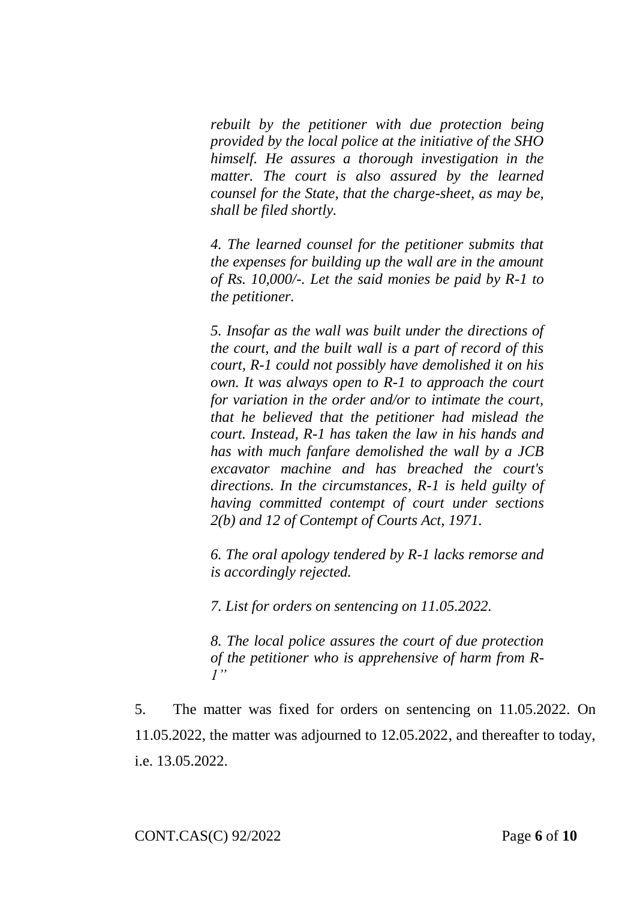> *rebuilt by the petitioner with due protection being provided by the local police at the initiative of the SHO himself. He assures a thorough investigation in the matter. The court is also assured by the learned counsel for the State, that the charge-sheet, as may be, shall be filed shortly.*
>
> *4. The learned counsel for the petitioner submits that the expenses for building up the wall are in the amount of Rs. 10,000/-. Let the said monies be paid by R-1 to the petitioner.*
>
> *5. Insofar as the wall was built under the directions of the court, and the built wall is a part of record of this court, R-1 could not possibly have demolished it on his own. It was always open to R-1 to approach the court for variation in the order and/or to intimate the court, that he believed that the petitioner had mislead the court. Instead, R-1 has taken the law in his hands and has with much fanfare demolished the wall by a JCB excavator machine and has breached the court's directions. In the circumstances, R-1 is held guilty of having committed contempt of court under sections 2(b) and 12 of Contempt of Courts Act, 1971.*
>
> *6. The oral apology tendered by R-1 lacks remorse and is accordingly rejected.*
>
> *7. List for orders on sentencing on 11.05.2022.*
>
> *8. The local police assures the court of due protection of the petitioner who is apprehensive of harm from R-1"*

5. The matter was fixed for orders on sentencing on 11.05.2022. On 11.05.2022, the matter was adjourned to 12.05.2022, and thereafter to today, i.e. 13.05.2022.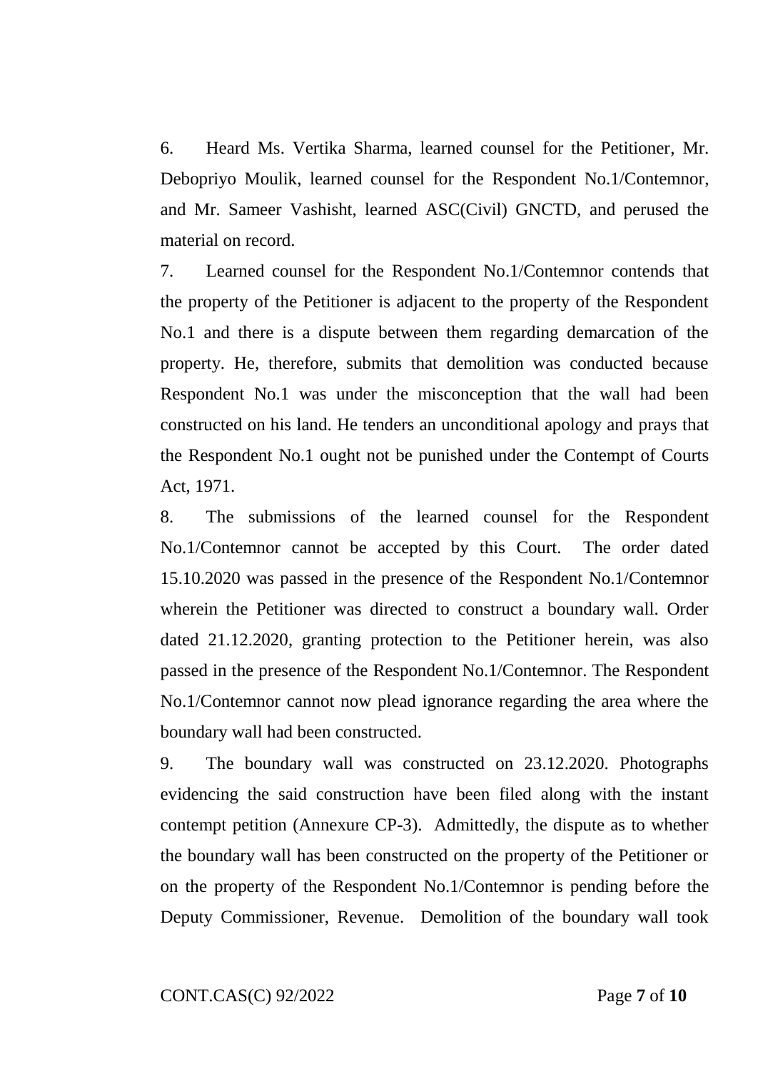6. Heard Ms. Vertika Sharma, learned counsel for the Petitioner, Mr. Debopriyo Moulik, learned counsel for the Respondent No.1/Contemnor, and Mr. Sameer Vashisht, learned ASC(Civil) GNCTD, and perused the material on record.

7. Learned counsel for the Respondent No.1/Contemnor contends that the property of the Petitioner is adjacent to the property of the Respondent No.1 and there is a dispute between them regarding demarcation of the property. He, therefore, submits that demolition was conducted because Respondent No.1 was under the misconception that the wall had been constructed on his land. He tenders an unconditional apology and prays that the Respondent No.1 ought not be punished under the Contempt of Courts Act, 1971.

8. The submissions of the learned counsel for the Respondent No.1/Contemnor cannot be accepted by this Court. The order dated 15.10.2020 was passed in the presence of the Respondent No.1/Contemnor wherein the Petitioner was directed to construct a boundary wall. Order dated 21.12.2020, granting protection to the Petitioner herein, was also passed in the presence of the Respondent No.1/Contemnor. The Respondent No.1/Contemnor cannot now plead ignorance regarding the area where the boundary wall had been constructed.

9. The boundary wall was constructed on 23.12.2020. Photographs evidencing the said construction have been filed along with the instant contempt petition (Annexure CP-3). Admittedly, the dispute as to whether the boundary wall has been constructed on the property of the Petitioner or on the property of the Respondent No.1/Contemnor is pending before the Deputy Commissioner, Revenue. Demolition of the boundary wall took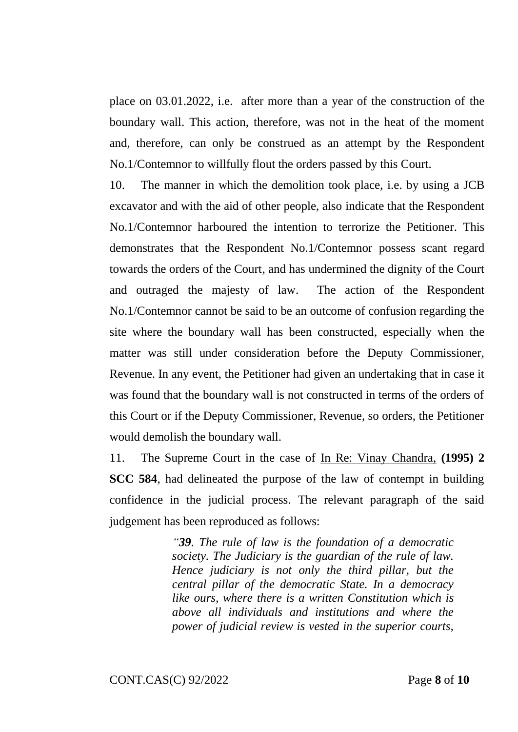place on 03.01.2022, i.e. after more than a year of the construction of the boundary wall. This action, therefore, was not in the heat of the moment and, therefore, can only be construed as an attempt by the Respondent No.1/Contemnor to willfully flout the orders passed by this Court.

10. The manner in which the demolition took place, i.e. by using a JCB excavator and with the aid of other people, also indicate that the Respondent No.1/Contemnor harboured the intention to terrorize the Petitioner. This demonstrates that the Respondent No.1/Contemnor possess scant regard towards the orders of the Court, and has undermined the dignity of the Court and outraged the majesty of law. The action of the Respondent No.1/Contemnor cannot be said to be an outcome of confusion regarding the site where the boundary wall has been constructed, especially when the matter was still under consideration before the Deputy Commissioner, Revenue. In any event, the Petitioner had given an undertaking that in case it was found that the boundary wall is not constructed in terms of the orders of this Court or if the Deputy Commissioner, Revenue, so orders, the Petitioner would demolish the boundary wall.

11. The Supreme Court in the case of In Re: Vinay Chandra, **(1995) 2 SCC 584**, had delineated the purpose of the law of contempt in building confidence in the judicial process. The relevant paragraph of the said judgement has been reproduced as follows:

> *"**39**. The rule of law is the foundation of a democratic society. The Judiciary is the guardian of the rule of law. Hence judiciary is not only the third pillar, but the central pillar of the democratic State. In a democracy like ours, where there is a written Constitution which is above all individuals and institutions and where the power of judicial review is vested in the superior courts,*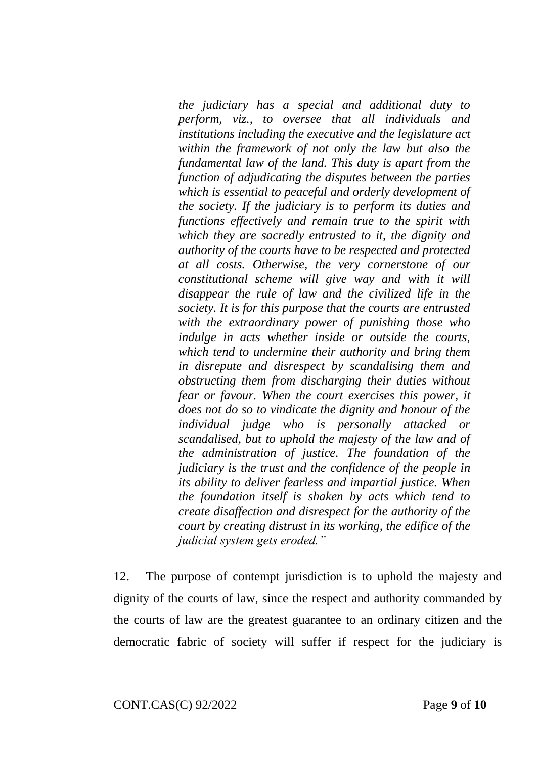> *the judiciary has a special and additional duty to perform, viz., to oversee that all individuals and institutions including the executive and the legislature act within the framework of not only the law but also the fundamental law of the land. This duty is apart from the function of adjudicating the disputes between the parties which is essential to peaceful and orderly development of the society. If the judiciary is to perform its duties and functions effectively and remain true to the spirit with which they are sacredly entrusted to it, the dignity and authority of the courts have to be respected and protected at all costs. Otherwise, the very cornerstone of our constitutional scheme will give way and with it will disappear the rule of law and the civilized life in the society. It is for this purpose that the courts are entrusted with the extraordinary power of punishing those who indulge in acts whether inside or outside the courts, which tend to undermine their authority and bring them in disrepute and disrespect by scandalising them and obstructing them from discharging their duties without fear or favour. When the court exercises this power, it does not do so to vindicate the dignity and honour of the individual judge who is personally attacked or scandalised, but to uphold the majesty of the law and of the administration of justice. The foundation of the judiciary is the trust and the confidence of the people in its ability to deliver fearless and impartial justice. When the foundation itself is shaken by acts which tend to create disaffection and disrespect for the authority of the court by creating distrust in its working, the edifice of the judicial system gets eroded."*

12. The purpose of contempt jurisdiction is to uphold the majesty and dignity of the courts of law, since the respect and authority commanded by the courts of law are the greatest guarantee to an ordinary citizen and the democratic fabric of society will suffer if respect for the judiciary is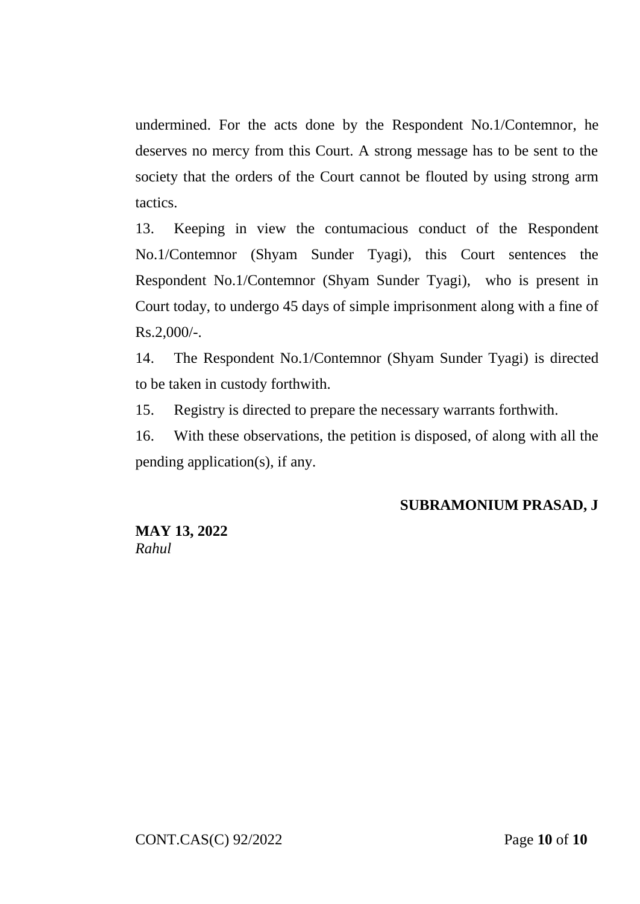undermined. For the acts done by the Respondent No.1/Contemnor, he deserves no mercy from this Court. A strong message has to be sent to the society that the orders of the Court cannot be flouted by using strong arm tactics.

13. Keeping in view the contumacious conduct of the Respondent No.1/Contemnor (Shyam Sunder Tyagi), this Court sentences the Respondent No.1/Contemnor (Shyam Sunder Tyagi), who is present in Court today, to undergo 45 days of simple imprisonment along with a fine of Rs.2,000/-.

14. The Respondent No.1/Contemnor (Shyam Sunder Tyagi) is directed to be taken in custody forthwith.

15. Registry is directed to prepare the necessary warrants forthwith.

16. With these observations, the petition is disposed, of along with all the pending application(s), if any.

**SUBRAMONIUM PRASAD, J**

**MAY 13, 2022**
*Rahul*